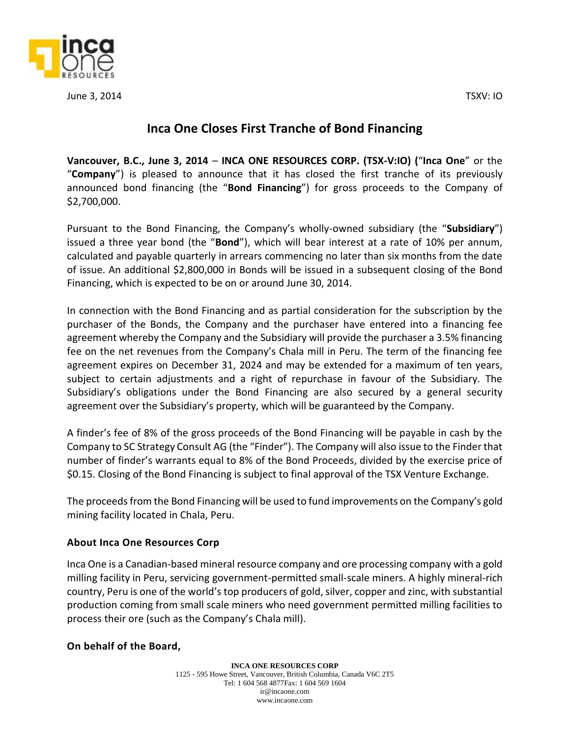June 3, 2014 TSXV: IO

# Inca One Closes First Tranche of Bond Financing

**Vancouver, B.C., June 3, 2014** – **INCA ONE RESOURCES CORP. (TSX-V:IO) (**"**Inca One**" or the "**Company**") is pleased to announce that it has closed the first tranche of its previously announced bond financing (the "**Bond Financing**") for gross proceeds to the Company of $2,700,000.

Pursuant to the Bond Financing, the Company's wholly-owned subsidiary (the "**Subsidiary**") issued a three year bond (the "**Bond**"), which will bear interest at a rate of 10% per annum, calculated and payable quarterly in arrears commencing no later than six months from the date of issue. An additional $2,800,000 in Bonds will be issued in a subsequent closing of the Bond Financing, which is expected to be on or around June 30, 2014.

In connection with the Bond Financing and as partial consideration for the subscription by the purchaser of the Bonds, the Company and the purchaser have entered into a financing fee agreement whereby the Company and the Subsidiary will provide the purchaser a 3.5% financing fee on the net revenues from the Company's Chala mill in Peru. The term of the financing fee agreement expires on December 31, 2024 and may be extended for a maximum of ten years, subject to certain adjustments and a right of repurchase in favour of the Subsidiary. The Subsidiary's obligations under the Bond Financing are also secured by a general security agreement over the Subsidiary's property, which will be guaranteed by the Company.

A finder's fee of 8% of the gross proceeds of the Bond Financing will be payable in cash by the Company to SC Strategy Consult AG (the "Finder"). The Company will also issue to the Finder that number of finder's warrants equal to 8% of the Bond Proceeds, divided by the exercise price of $0.15. Closing of the Bond Financing is subject to final approval of the TSX Venture Exchange.

The proceeds from the Bond Financing will be used to fund improvements on the Company's gold mining facility located in Chala, Peru.

### About Inca One Resources Corp

Inca One is a Canadian-based mineral resource company and ore processing company with a gold milling facility in Peru, servicing government-permitted small-scale miners. A highly mineral-rich country, Peru is one of the world's top producers of gold, silver, copper and zinc, with substantial production coming from small scale miners who need government permitted milling facilities to process their ore (such as the Company's Chala mill).

**On behalf of the Board,**

**INCA ONE RESOURCES CORP**
1125 - 595 Howe Street, Vancouver, British Columbia, Canada V6C 2T5
Tel: 1 604 568 4877Fax: 1 604 569 1604
ir@incaone.com
www.incaone.com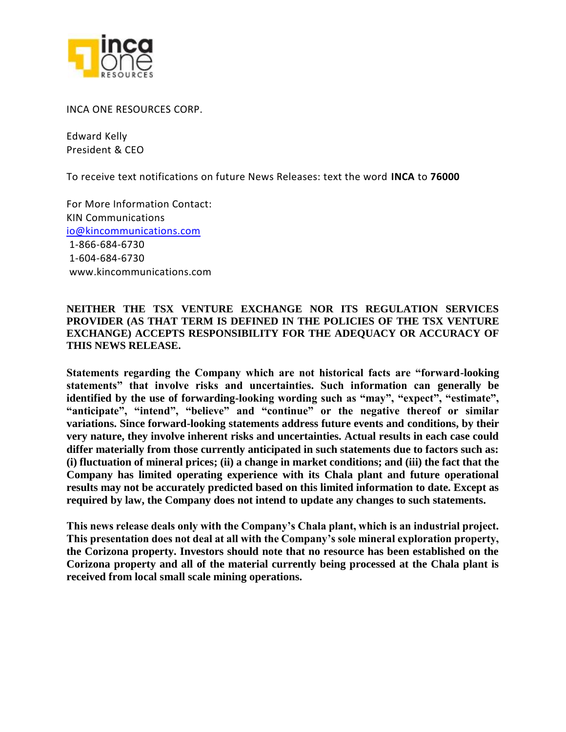INCA ONE RESOURCES CORP.

Edward Kelly
President & CEO

To receive text notifications on future News Releases: text the word **INCA** to **76000**

For More Information Contact:
KIN Communications
io@kincommunications.com
1-866-684-6730
1-604-684-6730
www.kincommunications.com

**NEITHER THE TSX VENTURE EXCHANGE NOR ITS REGULATION SERVICES PROVIDER (AS THAT TERM IS DEFINED IN THE POLICIES OF THE TSX VENTURE EXCHANGE) ACCEPTS RESPONSIBILITY FOR THE ADEQUACY OR ACCURACY OF THIS NEWS RELEASE.**

**Statements regarding the Company which are not historical facts are "forward-looking statements" that involve risks and uncertainties. Such information can generally be identified by the use of forwarding-looking wording such as "may", "expect", "estimate", "anticipate", "intend", "believe" and "continue" or the negative thereof or similar variations. Since forward-looking statements address future events and conditions, by their very nature, they involve inherent risks and uncertainties. Actual results in each case could differ materially from those currently anticipated in such statements due to factors such as: (i) fluctuation of mineral prices; (ii) a change in market conditions; and (iii) the fact that the Company has limited operating experience with its Chala plant and future operational results may not be accurately predicted based on this limited information to date. Except as required by law, the Company does not intend to update any changes to such statements.**

**This news release deals only with the Company's Chala plant, which is an industrial project. This presentation does not deal at all with the Company's sole mineral exploration property, the Corizona property. Investors should note that no resource has been established on the Corizona property and all of the material currently being processed at the Chala plant is received from local small scale mining operations.**